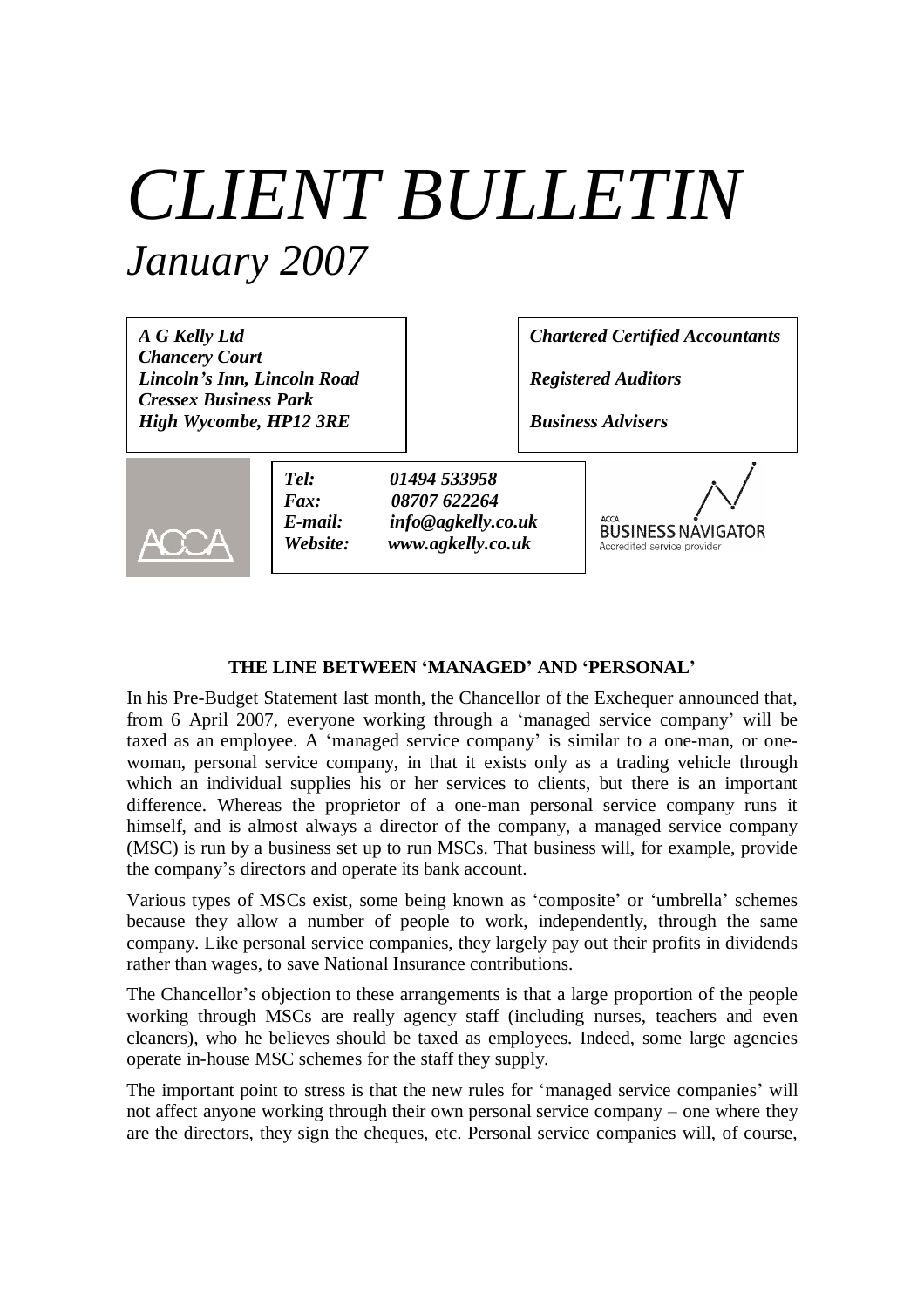# *CLIENT BULLETIN*
## *January 2007*

***A G Kelly Ltd***
***Chancery Court***
***Lincoln's Inn, Lincoln Road***
***Cressex Business Park***
***High Wycombe, HP12 3RE***

***Chartered Certified Accountants***

***Registered Auditors***

***Business Advisers***

***Tel:*** ***01494 533958***
***Fax:*** ***08707 622264***
***E-mail:*** ***info@agkelly.co.uk***
***Website:*** ***www.agkelly.co.uk***

ACCA

ACCA BUSINESS NAVIGATOR
Accredited service provider

### THE LINE BETWEEN 'MANAGED' AND 'PERSONAL'

In his Pre-Budget Statement last month, the Chancellor of the Exchequer announced that, from 6 April 2007, everyone working through a 'managed service company' will be taxed as an employee. A 'managed service company' is similar to a one-man, or one-woman, personal service company, in that it exists only as a trading vehicle through which an individual supplies his or her services to clients, but there is an important difference. Whereas the proprietor of a one-man personal service company runs it himself, and is almost always a director of the company, a managed service company (MSC) is run by a business set up to run MSCs. That business will, for example, provide the company's directors and operate its bank account.

Various types of MSCs exist, some being known as 'composite' or 'umbrella' schemes because they allow a number of people to work, independently, through the same company. Like personal service companies, they largely pay out their profits in dividends rather than wages, to save National Insurance contributions.

The Chancellor's objection to these arrangements is that a large proportion of the people working through MSCs are really agency staff (including nurses, teachers and even cleaners), who he believes should be taxed as employees. Indeed, some large agencies operate in-house MSC schemes for the staff they supply.

The important point to stress is that the new rules for 'managed service companies' will not affect anyone working through their own personal service company – one where they are the directors, they sign the cheques, etc. Personal service companies will, of course,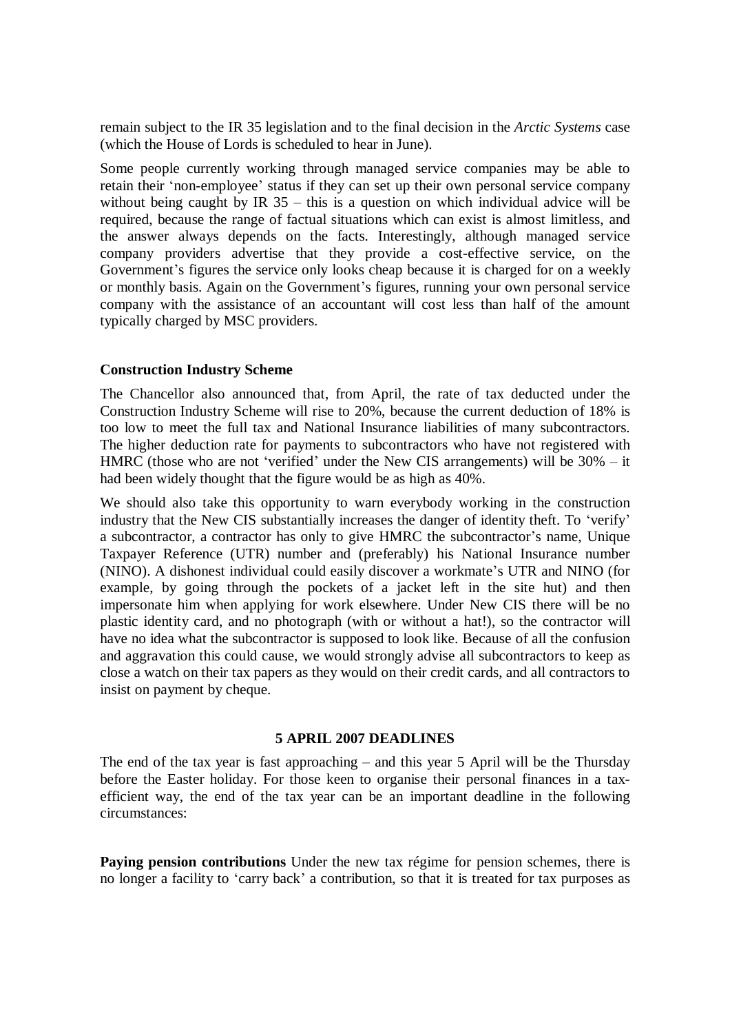remain subject to the IR 35 legislation and to the final decision in the *Arctic Systems* case (which the House of Lords is scheduled to hear in June).

Some people currently working through managed service companies may be able to retain their 'non-employee' status if they can set up their own personal service company without being caught by IR 35 – this is a question on which individual advice will be required, because the range of factual situations which can exist is almost limitless, and the answer always depends on the facts. Interestingly, although managed service company providers advertise that they provide a cost-effective service, on the Government's figures the service only looks cheap because it is charged for on a weekly or monthly basis. Again on the Government's figures, running your own personal service company with the assistance of an accountant will cost less than half of the amount typically charged by MSC providers.

**Construction Industry Scheme**

The Chancellor also announced that, from April, the rate of tax deducted under the Construction Industry Scheme will rise to 20%, because the current deduction of 18% is too low to meet the full tax and National Insurance liabilities of many subcontractors. The higher deduction rate for payments to subcontractors who have not registered with HMRC (those who are not 'verified' under the New CIS arrangements) will be 30% – it had been widely thought that the figure would be as high as 40%.

We should also take this opportunity to warn everybody working in the construction industry that the New CIS substantially increases the danger of identity theft. To 'verify' a subcontractor, a contractor has only to give HMRC the subcontractor's name, Unique Taxpayer Reference (UTR) number and (preferably) his National Insurance number (NINO). A dishonest individual could easily discover a workmate's UTR and NINO (for example, by going through the pockets of a jacket left in the site hut) and then impersonate him when applying for work elsewhere. Under New CIS there will be no plastic identity card, and no photograph (with or without a hat!), so the contractor will have no idea what the subcontractor is supposed to look like. Because of all the confusion and aggravation this could cause, we would strongly advise all subcontractors to keep as close a watch on their tax papers as they would on their credit cards, and all contractors to insist on payment by cheque.

## 5 APRIL 2007 DEADLINES

The end of the tax year is fast approaching – and this year 5 April will be the Thursday before the Easter holiday. For those keen to organise their personal finances in a tax-efficient way, the end of the tax year can be an important deadline in the following circumstances:

**Paying pension contributions** Under the new tax régime for pension schemes, there is no longer a facility to 'carry back' a contribution, so that it is treated for tax purposes as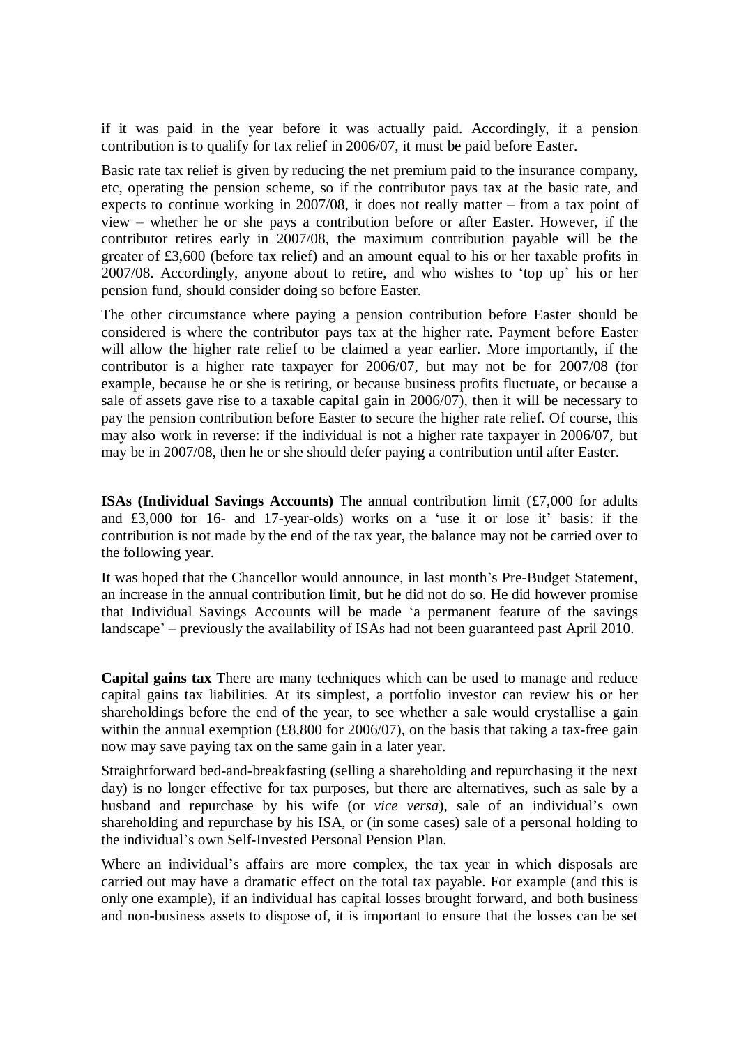if it was paid in the year before it was actually paid. Accordingly, if a pension contribution is to qualify for tax relief in 2006/07, it must be paid before Easter.

Basic rate tax relief is given by reducing the net premium paid to the insurance company, etc, operating the pension scheme, so if the contributor pays tax at the basic rate, and expects to continue working in 2007/08, it does not really matter – from a tax point of view – whether he or she pays a contribution before or after Easter. However, if the contributor retires early in 2007/08, the maximum contribution payable will be the greater of £3,600 (before tax relief) and an amount equal to his or her taxable profits in 2007/08. Accordingly, anyone about to retire, and who wishes to 'top up' his or her pension fund, should consider doing so before Easter.

The other circumstance where paying a pension contribution before Easter should be considered is where the contributor pays tax at the higher rate. Payment before Easter will allow the higher rate relief to be claimed a year earlier. More importantly, if the contributor is a higher rate taxpayer for 2006/07, but may not be for 2007/08 (for example, because he or she is retiring, or because business profits fluctuate, or because a sale of assets gave rise to a taxable capital gain in 2006/07), then it will be necessary to pay the pension contribution before Easter to secure the higher rate relief. Of course, this may also work in reverse: if the individual is not a higher rate taxpayer in 2006/07, but may be in 2007/08, then he or she should defer paying a contribution until after Easter.

**ISAs (Individual Savings Accounts)** The annual contribution limit (£7,000 for adults and £3,000 for 16- and 17-year-olds) works on a 'use it or lose it' basis: if the contribution is not made by the end of the tax year, the balance may not be carried over to the following year.

It was hoped that the Chancellor would announce, in last month's Pre-Budget Statement, an increase in the annual contribution limit, but he did not do so. He did however promise that Individual Savings Accounts will be made 'a permanent feature of the savings landscape' – previously the availability of ISAs had not been guaranteed past April 2010.

**Capital gains tax** There are many techniques which can be used to manage and reduce capital gains tax liabilities. At its simplest, a portfolio investor can review his or her shareholdings before the end of the year, to see whether a sale would crystallise a gain within the annual exemption (£8,800 for 2006/07), on the basis that taking a tax-free gain now may save paying tax on the same gain in a later year.

Straightforward bed-and-breakfasting (selling a shareholding and repurchasing it the next day) is no longer effective for tax purposes, but there are alternatives, such as sale by a husband and repurchase by his wife (or *vice versa*), sale of an individual's own shareholding and repurchase by his ISA, or (in some cases) sale of a personal holding to the individual's own Self-Invested Personal Pension Plan.

Where an individual's affairs are more complex, the tax year in which disposals are carried out may have a dramatic effect on the total tax payable. For example (and this is only one example), if an individual has capital losses brought forward, and both business and non-business assets to dispose of, it is important to ensure that the losses can be set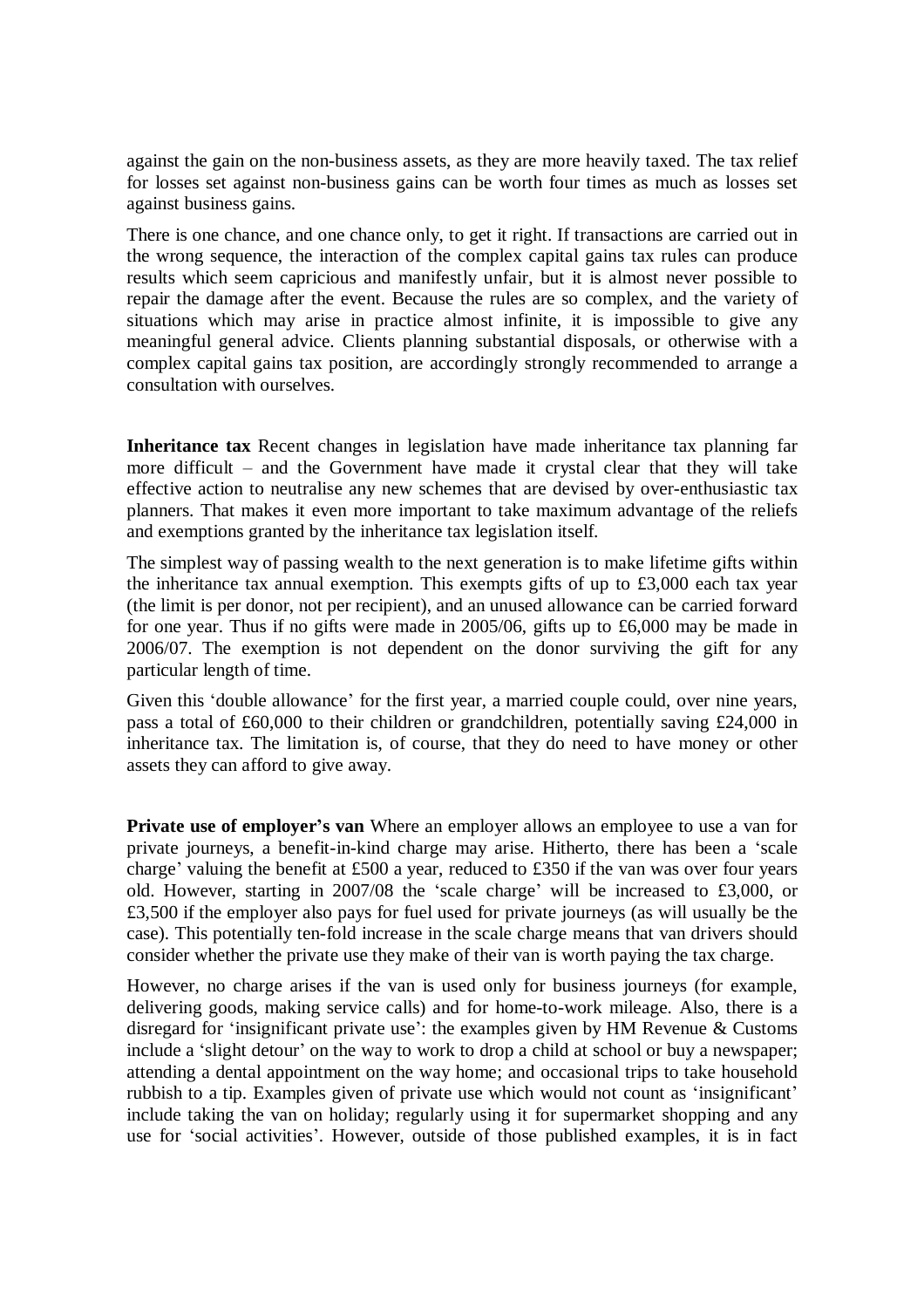against the gain on the non-business assets, as they are more heavily taxed. The tax relief for losses set against non-business gains can be worth four times as much as losses set against business gains.

There is one chance, and one chance only, to get it right. If transactions are carried out in the wrong sequence, the interaction of the complex capital gains tax rules can produce results which seem capricious and manifestly unfair, but it is almost never possible to repair the damage after the event. Because the rules are so complex, and the variety of situations which may arise in practice almost infinite, it is impossible to give any meaningful general advice. Clients planning substantial disposals, or otherwise with a complex capital gains tax position, are accordingly strongly recommended to arrange a consultation with ourselves.

**Inheritance tax** Recent changes in legislation have made inheritance tax planning far more difficult – and the Government have made it crystal clear that they will take effective action to neutralise any new schemes that are devised by over-enthusiastic tax planners. That makes it even more important to take maximum advantage of the reliefs and exemptions granted by the inheritance tax legislation itself.

The simplest way of passing wealth to the next generation is to make lifetime gifts within the inheritance tax annual exemption. This exempts gifts of up to £3,000 each tax year (the limit is per donor, not per recipient), and an unused allowance can be carried forward for one year. Thus if no gifts were made in 2005/06, gifts up to £6,000 may be made in 2006/07. The exemption is not dependent on the donor surviving the gift for any particular length of time.

Given this 'double allowance' for the first year, a married couple could, over nine years, pass a total of £60,000 to their children or grandchildren, potentially saving £24,000 in inheritance tax. The limitation is, of course, that they do need to have money or other assets they can afford to give away.

**Private use of employer's van** Where an employer allows an employee to use a van for private journeys, a benefit-in-kind charge may arise. Hitherto, there has been a 'scale charge' valuing the benefit at £500 a year, reduced to £350 if the van was over four years old. However, starting in 2007/08 the 'scale charge' will be increased to £3,000, or £3,500 if the employer also pays for fuel used for private journeys (as will usually be the case). This potentially ten-fold increase in the scale charge means that van drivers should consider whether the private use they make of their van is worth paying the tax charge.

However, no charge arises if the van is used only for business journeys (for example, delivering goods, making service calls) and for home-to-work mileage. Also, there is a disregard for 'insignificant private use': the examples given by HM Revenue & Customs include a 'slight detour' on the way to work to drop a child at school or buy a newspaper; attending a dental appointment on the way home; and occasional trips to take household rubbish to a tip. Examples given of private use which would not count as 'insignificant' include taking the van on holiday; regularly using it for supermarket shopping and any use for 'social activities'. However, outside of those published examples, it is in fact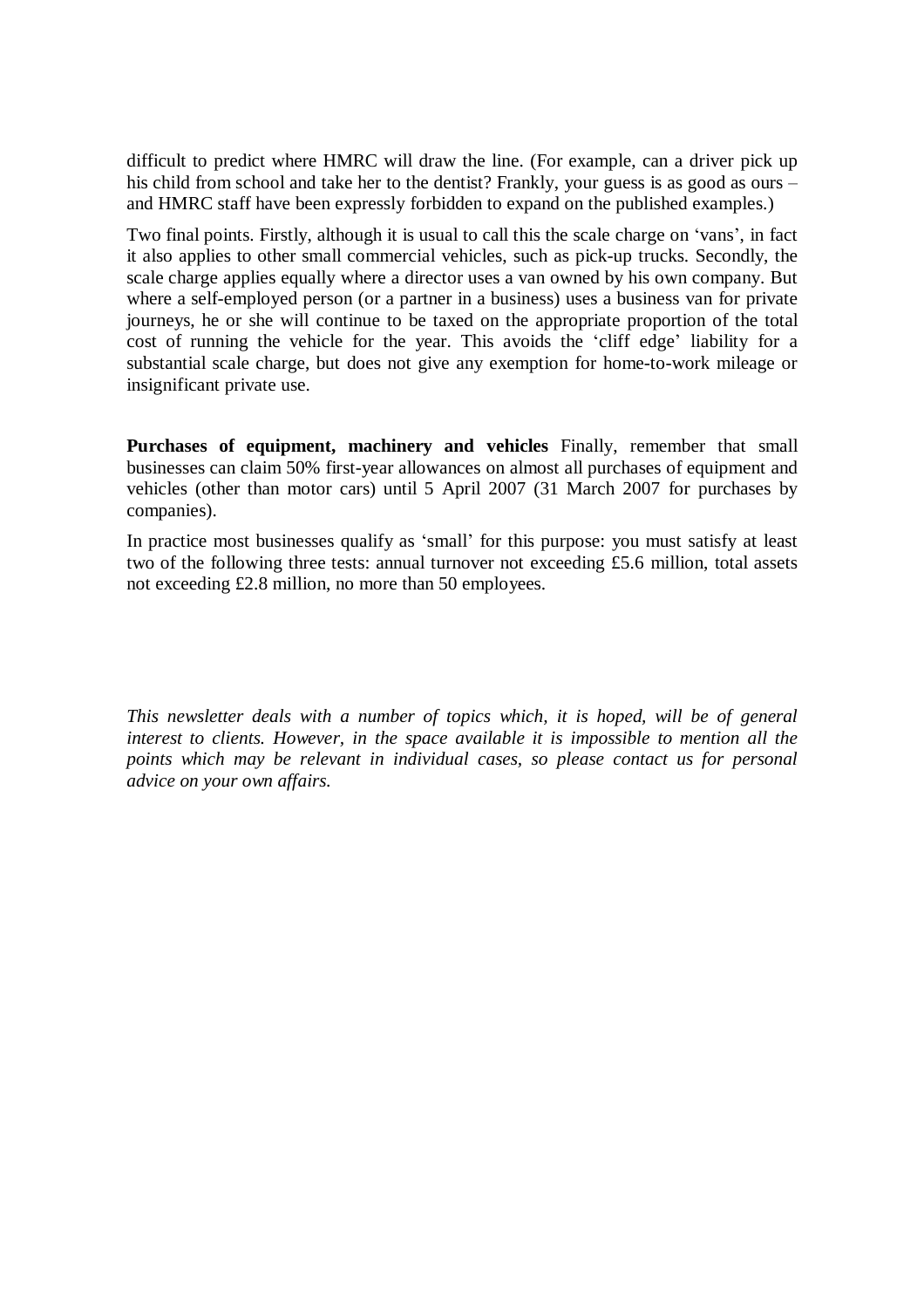difficult to predict where HMRC will draw the line. (For example, can a driver pick up his child from school and take her to the dentist? Frankly, your guess is as good as ours – and HMRC staff have been expressly forbidden to expand on the published examples.)

Two final points. Firstly, although it is usual to call this the scale charge on 'vans', in fact it also applies to other small commercial vehicles, such as pick-up trucks. Secondly, the scale charge applies equally where a director uses a van owned by his own company. But where a self-employed person (or a partner in a business) uses a business van for private journeys, he or she will continue to be taxed on the appropriate proportion of the total cost of running the vehicle for the year. This avoids the 'cliff edge' liability for a substantial scale charge, but does not give any exemption for home-to-work mileage or insignificant private use.

**Purchases of equipment, machinery and vehicles** Finally, remember that small businesses can claim 50% first-year allowances on almost all purchases of equipment and vehicles (other than motor cars) until 5 April 2007 (31 March 2007 for purchases by companies).

In practice most businesses qualify as 'small' for this purpose: you must satisfy at least two of the following three tests: annual turnover not exceeding £5.6 million, total assets not exceeding £2.8 million, no more than 50 employees.

*This newsletter deals with a number of topics which, it is hoped, will be of general interest to clients. However, in the space available it is impossible to mention all the points which may be relevant in individual cases, so please contact us for personal advice on your own affairs.*